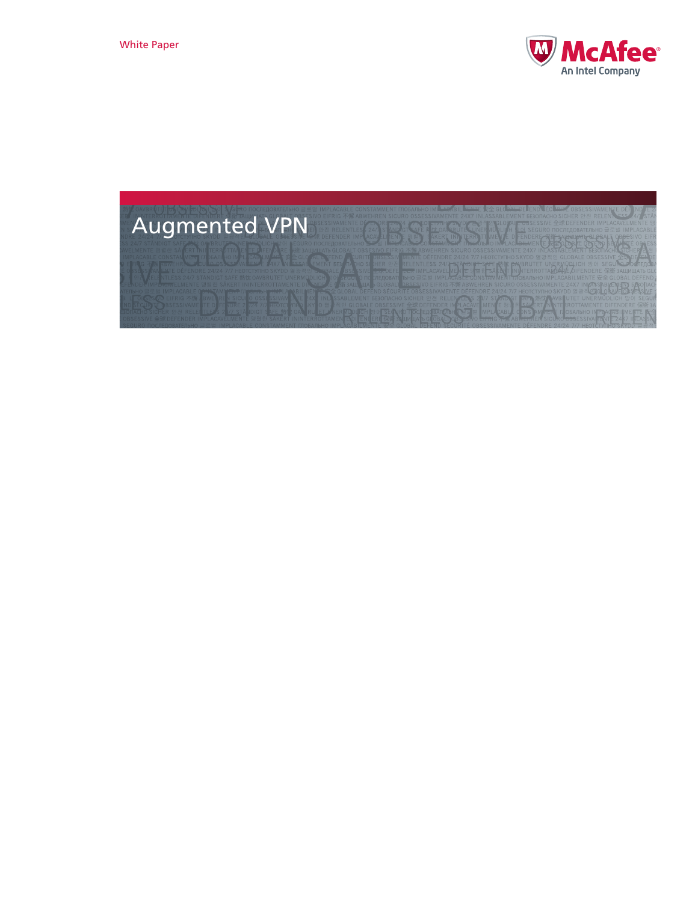White Paper

McAfee
An Intel Company

# Augmented VPN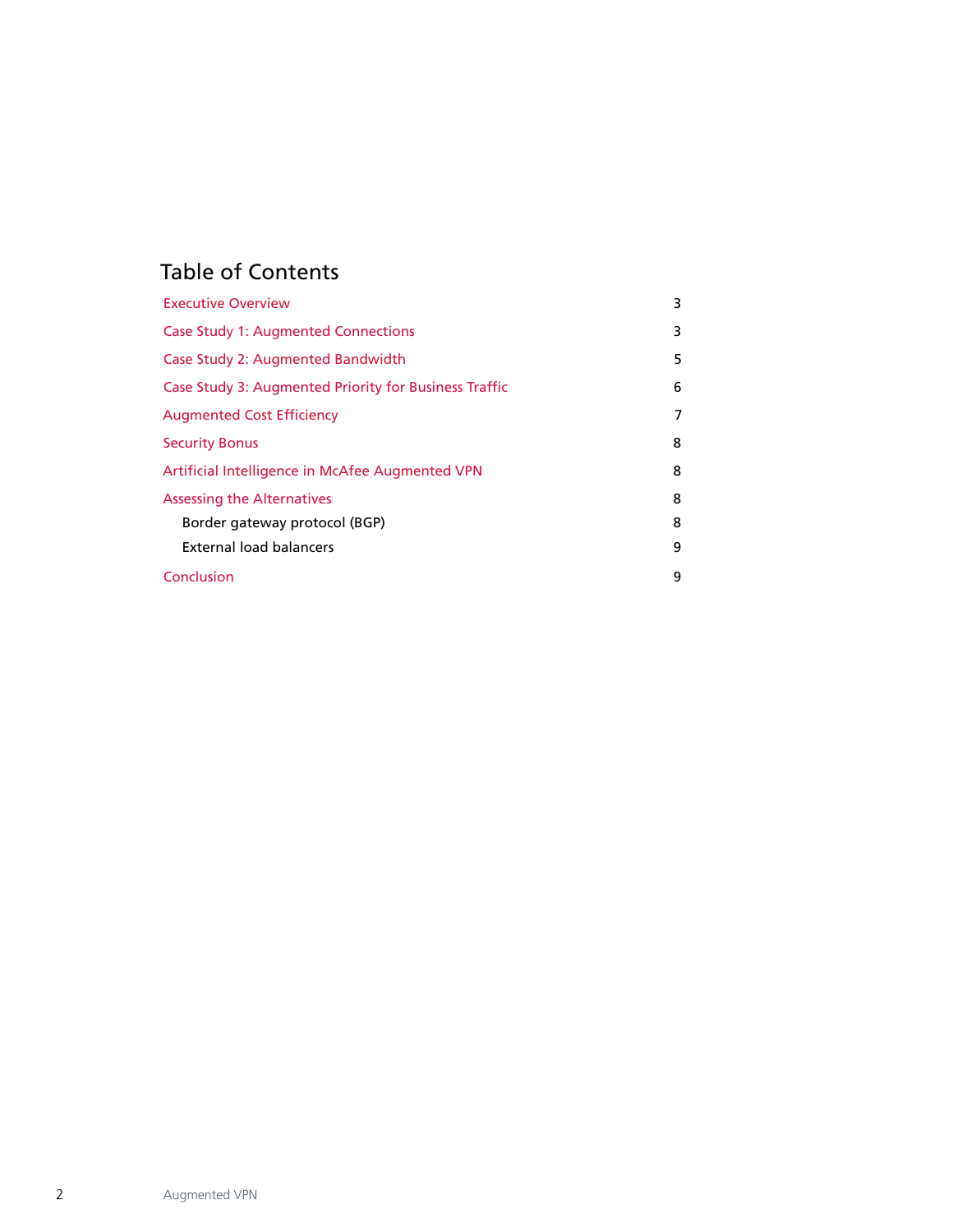## Table of Contents

| | |
|---|---|
| Executive Overview | 3 |
| Case Study 1: Augmented Connections | 3 |
| Case Study 2: Augmented Bandwidth | 5 |
| Case Study 3: Augmented Priority for Business Traffic | 6 |
| Augmented Cost Efficiency | 7 |
| Security Bonus | 8 |
| Artificial Intelligence in McAfee Augmented VPN | 8 |
| Assessing the Alternatives | 8 |
| Border gateway protocol (BGP) | 8 |
| External load balancers | 9 |
| Conclusion | 9 |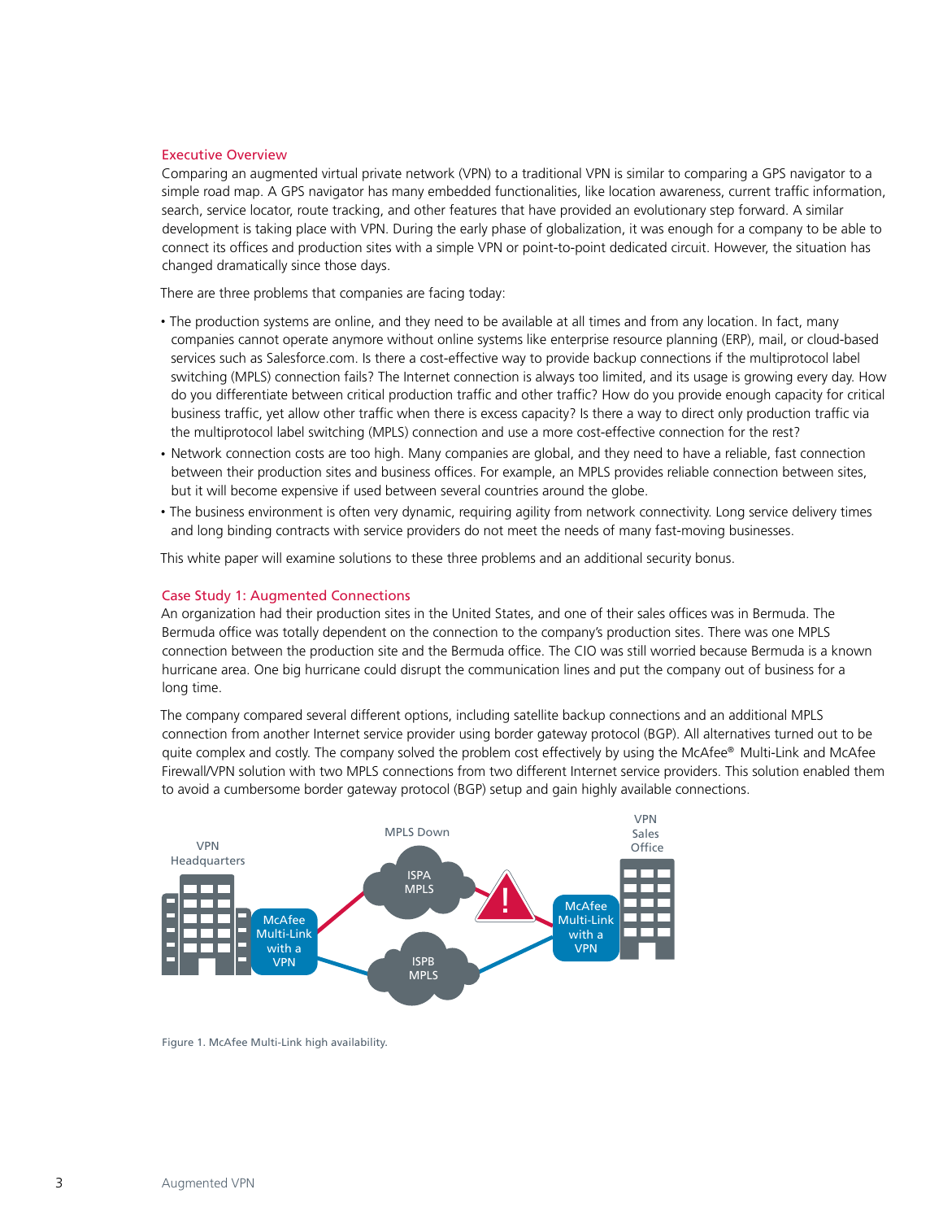## Executive Overview

Comparing an augmented virtual private network (VPN) to a traditional VPN is similar to comparing a GPS navigator to a simple road map. A GPS navigator has many embedded functionalities, like location awareness, current traffic information, search, service locator, route tracking, and other features that have provided an evolutionary step forward. A similar development is taking place with VPN. During the early phase of globalization, it was enough for a company to be able to connect its offices and production sites with a simple VPN or point-to-point dedicated circuit. However, the situation has changed dramatically since those days.

There are three problems that companies are facing today:

- The production systems are online, and they need to be available at all times and from any location. In fact, many companies cannot operate anymore without online systems like enterprise resource planning (ERP), mail, or cloud-based services such as Salesforce.com. Is there a cost-effective way to provide backup connections if the multiprotocol label switching (MPLS) connection fails? The Internet connection is always too limited, and its usage is growing every day. How do you differentiate between critical production traffic and other traffic? How do you provide enough capacity for critical business traffic, yet allow other traffic when there is excess capacity? Is there a way to direct only production traffic via the multiprotocol label switching (MPLS) connection and use a more cost-effective connection for the rest?
- Network connection costs are too high. Many companies are global, and they need to have a reliable, fast connection between their production sites and business offices. For example, an MPLS provides reliable connection between sites, but it will become expensive if used between several countries around the globe.
- The business environment is often very dynamic, requiring agility from network connectivity. Long service delivery times and long binding contracts with service providers do not meet the needs of many fast-moving businesses.

This white paper will examine solutions to these three problems and an additional security bonus.

## Case Study 1: Augmented Connections

An organization had their production sites in the United States, and one of their sales offices was in Bermuda. The Bermuda office was totally dependent on the connection to the company's production sites. There was one MPLS connection between the production site and the Bermuda office. The CIO was still worried because Bermuda is a known hurricane area. One big hurricane could disrupt the communication lines and put the company out of business for a long time.

The company compared several different options, including satellite backup connections and an additional MPLS connection from another Internet service provider using border gateway protocol (BGP). All alternatives turned out to be quite complex and costly. The company solved the problem cost effectively by using the McAfee® Multi-Link and McAfee Firewall/VPN solution with two MPLS connections from two different Internet service providers. This solution enabled them to avoid a cumbersome border gateway protocol (BGP) setup and gain highly available connections.

VPN Headquarters

McAfee Multi-Link with a VPN

MPLS Down

ISPA MPLS

ISPB MPLS

VPN Sales Office

McAfee Multi-Link with a VPN

Figure 1. McAfee Multi-Link high availability.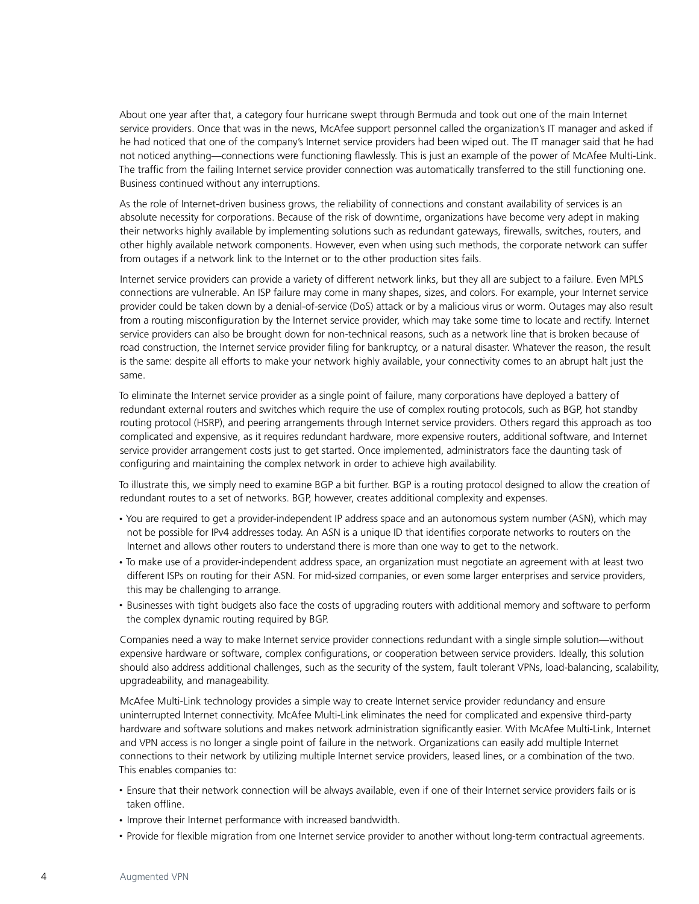About one year after that, a category four hurricane swept through Bermuda and took out one of the main Internet service providers. Once that was in the news, McAfee support personnel called the organization's IT manager and asked if he had noticed that one of the company's Internet service providers had been wiped out. The IT manager said that he had not noticed anything—connections were functioning flawlessly. This is just an example of the power of McAfee Multi-Link. The traffic from the failing Internet service provider connection was automatically transferred to the still functioning one. Business continued without any interruptions.

As the role of Internet-driven business grows, the reliability of connections and constant availability of services is an absolute necessity for corporations. Because of the risk of downtime, organizations have become very adept in making their networks highly available by implementing solutions such as redundant gateways, firewalls, switches, routers, and other highly available network components. However, even when using such methods, the corporate network can suffer from outages if a network link to the Internet or to the other production sites fails.

Internet service providers can provide a variety of different network links, but they all are subject to a failure. Even MPLS connections are vulnerable. An ISP failure may come in many shapes, sizes, and colors. For example, your Internet service provider could be taken down by a denial-of-service (DoS) attack or by a malicious virus or worm. Outages may also result from a routing misconfiguration by the Internet service provider, which may take some time to locate and rectify. Internet service providers can also be brought down for non-technical reasons, such as a network line that is broken because of road construction, the Internet service provider filing for bankruptcy, or a natural disaster. Whatever the reason, the result is the same: despite all efforts to make your network highly available, your connectivity comes to an abrupt halt just the same.

To eliminate the Internet service provider as a single point of failure, many corporations have deployed a battery of redundant external routers and switches which require the use of complex routing protocols, such as BGP, hot standby routing protocol (HSRP), and peering arrangements through Internet service providers. Others regard this approach as too complicated and expensive, as it requires redundant hardware, more expensive routers, additional software, and Internet service provider arrangement costs just to get started. Once implemented, administrators face the daunting task of configuring and maintaining the complex network in order to achieve high availability.

To illustrate this, we simply need to examine BGP a bit further. BGP is a routing protocol designed to allow the creation of redundant routes to a set of networks. BGP, however, creates additional complexity and expenses.

- You are required to get a provider-independent IP address space and an autonomous system number (ASN), which may not be possible for IPv4 addresses today. An ASN is a unique ID that identifies corporate networks to routers on the Internet and allows other routers to understand there is more than one way to get to the network.
- To make use of a provider-independent address space, an organization must negotiate an agreement with at least two different ISPs on routing for their ASN. For mid-sized companies, or even some larger enterprises and service providers, this may be challenging to arrange.
- Businesses with tight budgets also face the costs of upgrading routers with additional memory and software to perform the complex dynamic routing required by BGP.

Companies need a way to make Internet service provider connections redundant with a single simple solution—without expensive hardware or software, complex configurations, or cooperation between service providers. Ideally, this solution should also address additional challenges, such as the security of the system, fault tolerant VPNs, load-balancing, scalability, upgradeability, and manageability.

McAfee Multi-Link technology provides a simple way to create Internet service provider redundancy and ensure uninterrupted Internet connectivity. McAfee Multi-Link eliminates the need for complicated and expensive third-party hardware and software solutions and makes network administration significantly easier. With McAfee Multi-Link, Internet and VPN access is no longer a single point of failure in the network. Organizations can easily add multiple Internet connections to their network by utilizing multiple Internet service providers, leased lines, or a combination of the two. This enables companies to:

- Ensure that their network connection will be always available, even if one of their Internet service providers fails or is taken offline.
- Improve their Internet performance with increased bandwidth.
- Provide for flexible migration from one Internet service provider to another without long-term contractual agreements.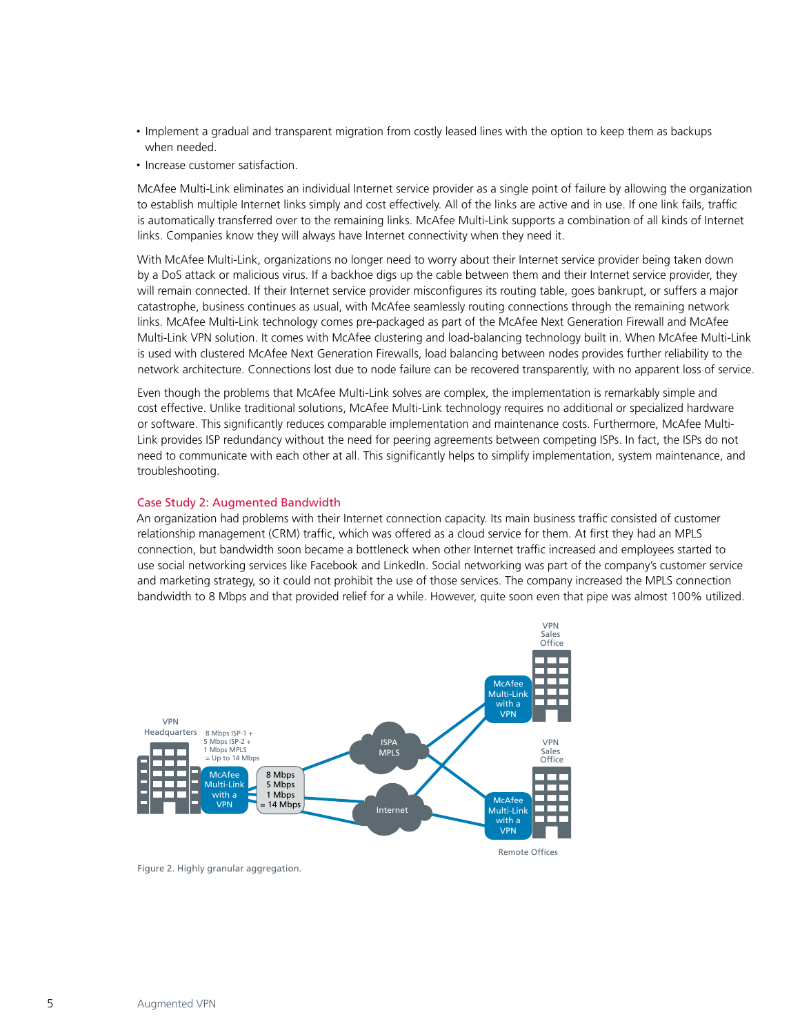- Implement a gradual and transparent migration from costly leased lines with the option to keep them as backups when needed.
- Increase customer satisfaction.

McAfee Multi-Link eliminates an individual Internet service provider as a single point of failure by allowing the organization to establish multiple Internet links simply and cost effectively. All of the links are active and in use. If one link fails, traffic is automatically transferred over to the remaining links. McAfee Multi-Link supports a combination of all kinds of Internet links. Companies know they will always have Internet connectivity when they need it.

With McAfee Multi-Link, organizations no longer need to worry about their Internet service provider being taken down by a DoS attack or malicious virus. If a backhoe digs up the cable between them and their Internet service provider, they will remain connected. If their Internet service provider misconfigures its routing table, goes bankrupt, or suffers a major catastrophe, business continues as usual, with McAfee seamlessly routing connections through the remaining network links. McAfee Multi-Link technology comes pre-packaged as part of the McAfee Next Generation Firewall and McAfee Multi-Link VPN solution. It comes with McAfee clustering and load-balancing technology built in. When McAfee Multi-Link is used with clustered McAfee Next Generation Firewalls, load balancing between nodes provides further reliability to the network architecture. Connections lost due to node failure can be recovered transparently, with no apparent loss of service.

Even though the problems that McAfee Multi-Link solves are complex, the implementation is remarkably simple and cost effective. Unlike traditional solutions, McAfee Multi-Link technology requires no additional or specialized hardware or software. This significantly reduces comparable implementation and maintenance costs. Furthermore, McAfee Multi-Link provides ISP redundancy without the need for peering agreements between competing ISPs. In fact, the ISPs do not need to communicate with each other at all. This significantly helps to simplify implementation, system maintenance, and troubleshooting.

## Case Study 2: Augmented Bandwidth

An organization had problems with their Internet connection capacity. Its main business traffic consisted of customer relationship management (CRM) traffic, which was offered as a cloud service for them. At first they had an MPLS connection, but bandwidth soon became a bottleneck when other Internet traffic increased and employees started to use social networking services like Facebook and LinkedIn. Social networking was part of the company's customer service and marketing strategy, so it could not prohibit the use of those services. The company increased the MPLS connection bandwidth to 8 Mbps and that provided relief for a while. However, quite soon even that pipe was almost 100% utilized.

VPN Headquarters

8 Mbps ISP-1 +
5 Mbps ISP-2 +
1 Mbps MPLS
= Up to 14 Mbps

McAfee Multi-Link with a VPN

8 Mbps
5 Mbps
1 Mbps
= 14 Mbps

ISPA MPLS

Internet

VPN Sales Office

McAfee Multi-Link with a VPN

VPN Sales Office

McAfee Multi-Link with a VPN

Remote Offices

Figure 2. Highly granular aggregation.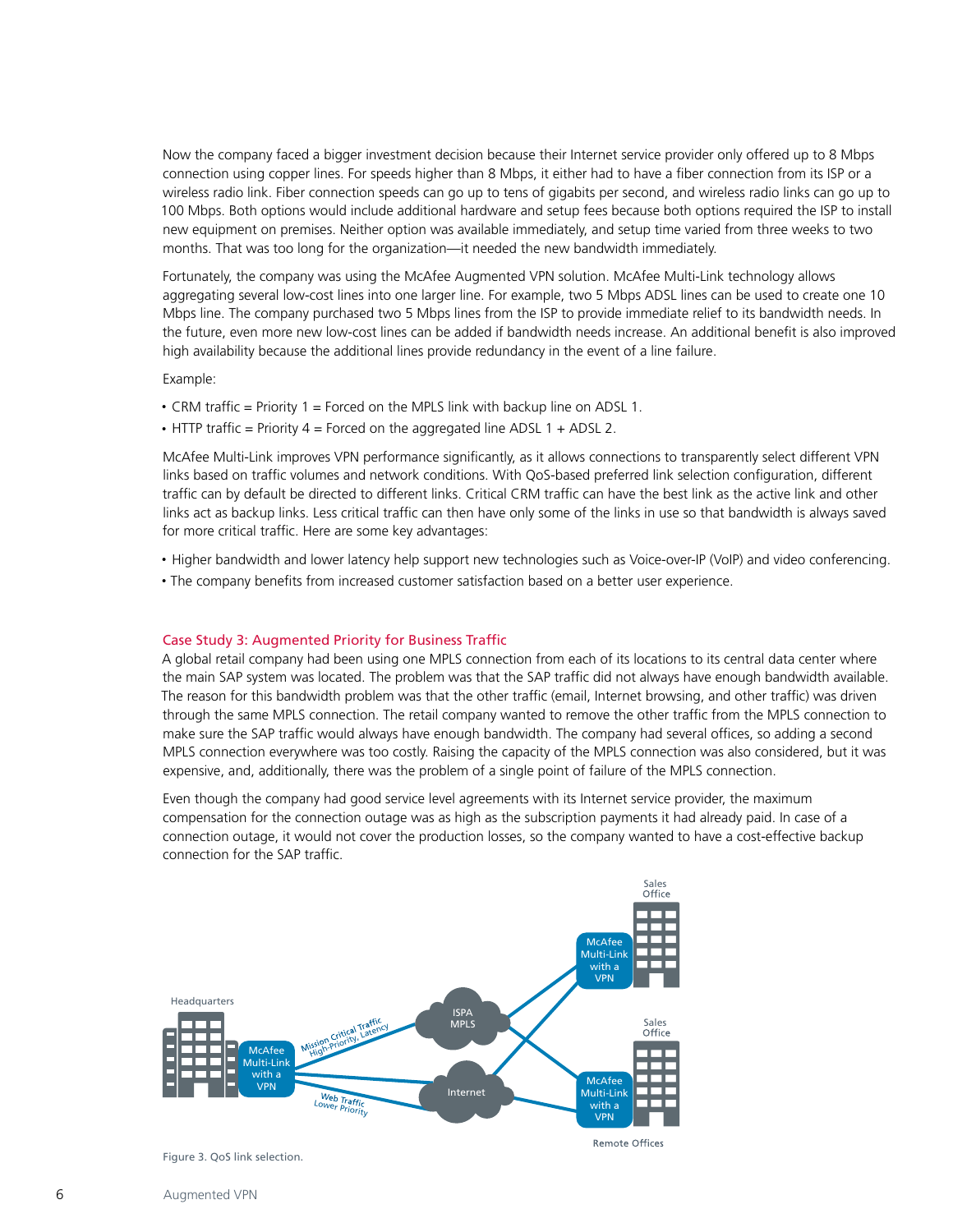Now the company faced a bigger investment decision because their Internet service provider only offered up to 8 Mbps connection using copper lines. For speeds higher than 8 Mbps, it either had to have a fiber connection from its ISP or a wireless radio link. Fiber connection speeds can go up to tens of gigabits per second, and wireless radio links can go up to 100 Mbps. Both options would include additional hardware and setup fees because both options required the ISP to install new equipment on premises. Neither option was available immediately, and setup time varied from three weeks to two months. That was too long for the organization—it needed the new bandwidth immediately.

Fortunately, the company was using the McAfee Augmented VPN solution. McAfee Multi-Link technology allows aggregating several low-cost lines into one larger line. For example, two 5 Mbps ADSL lines can be used to create one 10 Mbps line. The company purchased two 5 Mbps lines from the ISP to provide immediate relief to its bandwidth needs. In the future, even more new low-cost lines can be added if bandwidth needs increase. An additional benefit is also improved high availability because the additional lines provide redundancy in the event of a line failure.

Example:

- CRM traffic = Priority 1 = Forced on the MPLS link with backup line on ADSL 1.
- HTTP traffic = Priority 4 = Forced on the aggregated line ADSL 1 + ADSL 2.

McAfee Multi-Link improves VPN performance significantly, as it allows connections to transparently select different VPN links based on traffic volumes and network conditions. With QoS-based preferred link selection configuration, different traffic can by default be directed to different links. Critical CRM traffic can have the best link as the active link and other links act as backup links. Less critical traffic can then have only some of the links in use so that bandwidth is always saved for more critical traffic. Here are some key advantages:

- Higher bandwidth and lower latency help support new technologies such as Voice-over-IP (VoIP) and video conferencing.
- The company benefits from increased customer satisfaction based on a better user experience.

## Case Study 3: Augmented Priority for Business Traffic

A global retail company had been using one MPLS connection from each of its locations to its central data center where the main SAP system was located. The problem was that the SAP traffic did not always have enough bandwidth available. The reason for this bandwidth problem was that the other traffic (email, Internet browsing, and other traffic) was driven through the same MPLS connection. The retail company wanted to remove the other traffic from the MPLS connection to make sure the SAP traffic would always have enough bandwidth. The company had several offices, so adding a second MPLS connection everywhere was too costly. Raising the capacity of the MPLS connection was also considered, but it was expensive, and, additionally, there was the problem of a single point of failure of the MPLS connection.

Even though the company had good service level agreements with its Internet service provider, the maximum compensation for the connection outage was as high as the subscription payments it had already paid. In case of a connection outage, it would not cover the production losses, so the company wanted to have a cost-effective backup connection for the SAP traffic.

Headquarters

McAfee Multi-Link with a VPN

Mission Critical Traffic
High-Priority, Latency

Web Traffic
Lower Priority

ISPA MPLS

Internet

Sales Office

McAfee Multi-Link with a VPN

Sales Office

McAfee Multi-Link with a VPN

Remote Offices

Figure 3. QoS link selection.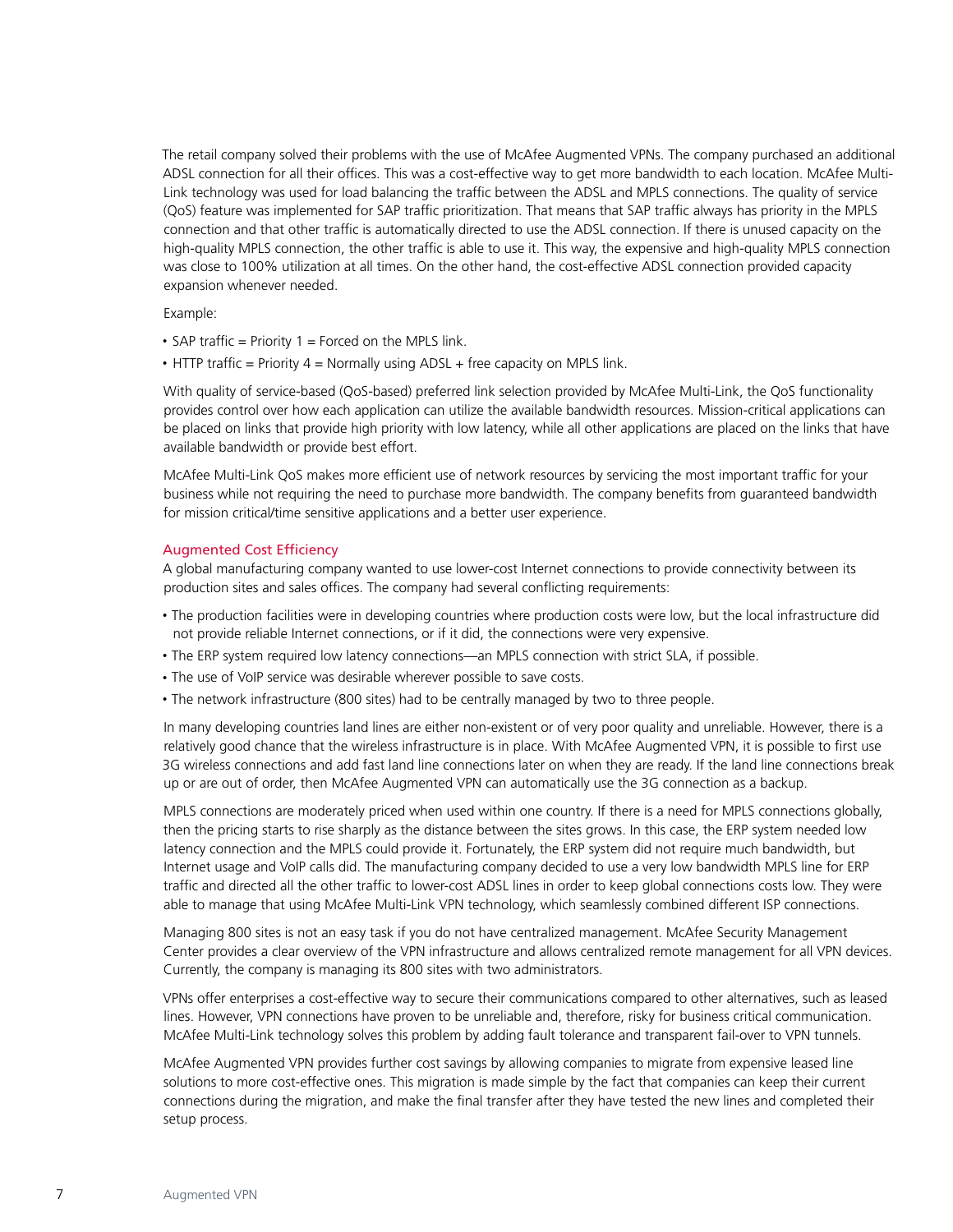The retail company solved their problems with the use of McAfee Augmented VPNs. The company purchased an additional ADSL connection for all their offices. This was a cost-effective way to get more bandwidth to each location. McAfee Multi-Link technology was used for load balancing the traffic between the ADSL and MPLS connections. The quality of service (QoS) feature was implemented for SAP traffic prioritization. That means that SAP traffic always has priority in the MPLS connection and that other traffic is automatically directed to use the ADSL connection. If there is unused capacity on the high-quality MPLS connection, the other traffic is able to use it. This way, the expensive and high-quality MPLS connection was close to 100% utilization at all times. On the other hand, the cost-effective ADSL connection provided capacity expansion whenever needed.

Example:

- SAP traffic = Priority 1 = Forced on the MPLS link.
- HTTP traffic = Priority 4 = Normally using ADSL + free capacity on MPLS link.

With quality of service-based (QoS-based) preferred link selection provided by McAfee Multi-Link, the QoS functionality provides control over how each application can utilize the available bandwidth resources. Mission-critical applications can be placed on links that provide high priority with low latency, while all other applications are placed on the links that have available bandwidth or provide best effort.

McAfee Multi-Link QoS makes more efficient use of network resources by servicing the most important traffic for your business while not requiring the need to purchase more bandwidth. The company benefits from guaranteed bandwidth for mission critical/time sensitive applications and a better user experience.

### Augmented Cost Efficiency

A global manufacturing company wanted to use lower-cost Internet connections to provide connectivity between its production sites and sales offices. The company had several conflicting requirements:

- The production facilities were in developing countries where production costs were low, but the local infrastructure did not provide reliable Internet connections, or if it did, the connections were very expensive.
- The ERP system required low latency connections—an MPLS connection with strict SLA, if possible.
- The use of VoIP service was desirable wherever possible to save costs.
- The network infrastructure (800 sites) had to be centrally managed by two to three people.

In many developing countries land lines are either non-existent or of very poor quality and unreliable. However, there is a relatively good chance that the wireless infrastructure is in place. With McAfee Augmented VPN, it is possible to first use 3G wireless connections and add fast land line connections later on when they are ready. If the land line connections break up or are out of order, then McAfee Augmented VPN can automatically use the 3G connection as a backup.

MPLS connections are moderately priced when used within one country. If there is a need for MPLS connections globally, then the pricing starts to rise sharply as the distance between the sites grows. In this case, the ERP system needed low latency connection and the MPLS could provide it. Fortunately, the ERP system did not require much bandwidth, but Internet usage and VoIP calls did. The manufacturing company decided to use a very low bandwidth MPLS line for ERP traffic and directed all the other traffic to lower-cost ADSL lines in order to keep global connections costs low. They were able to manage that using McAfee Multi-Link VPN technology, which seamlessly combined different ISP connections.

Managing 800 sites is not an easy task if you do not have centralized management. McAfee Security Management Center provides a clear overview of the VPN infrastructure and allows centralized remote management for all VPN devices. Currently, the company is managing its 800 sites with two administrators.

VPNs offer enterprises a cost-effective way to secure their communications compared to other alternatives, such as leased lines. However, VPN connections have proven to be unreliable and, therefore, risky for business critical communication. McAfee Multi-Link technology solves this problem by adding fault tolerance and transparent fail-over to VPN tunnels.

McAfee Augmented VPN provides further cost savings by allowing companies to migrate from expensive leased line solutions to more cost-effective ones. This migration is made simple by the fact that companies can keep their current connections during the migration, and make the final transfer after they have tested the new lines and completed their setup process.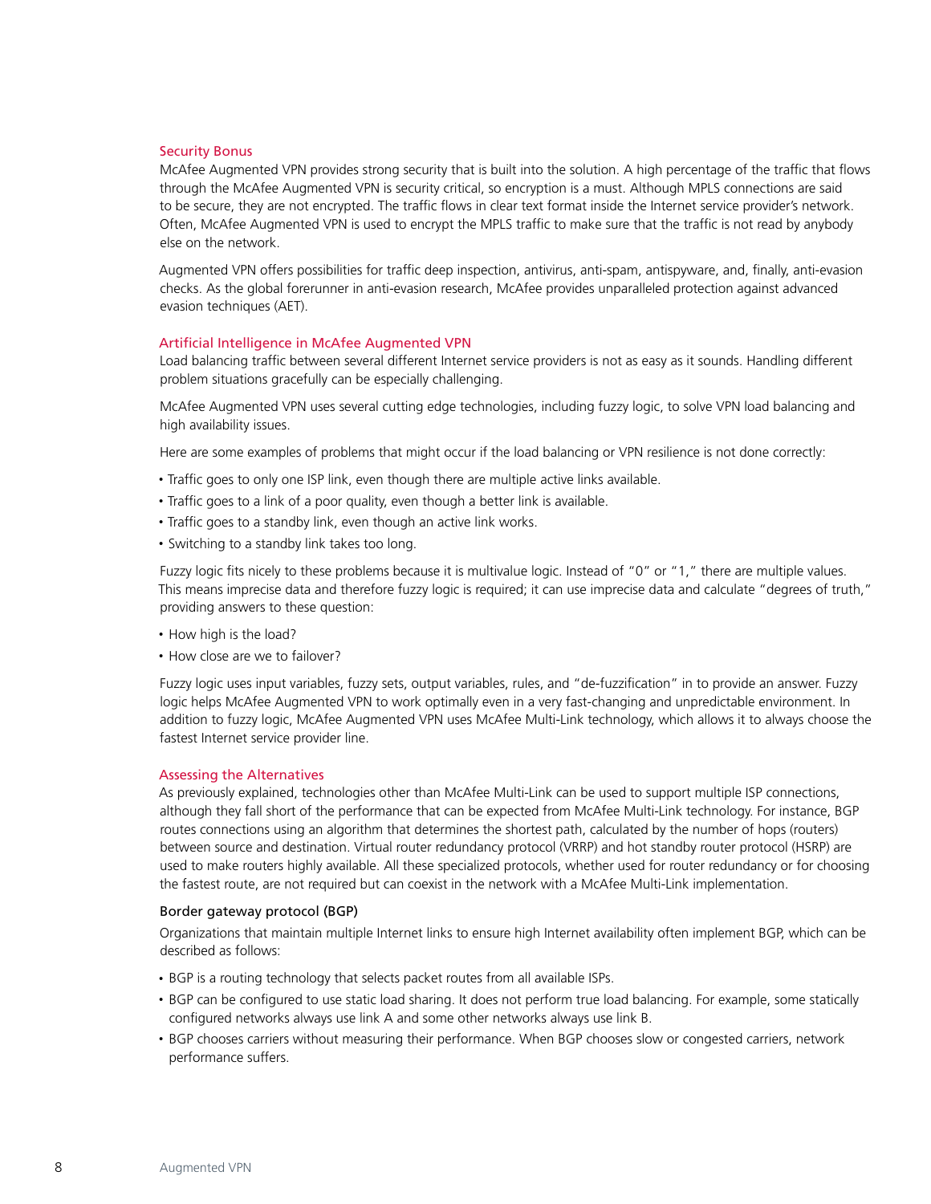## Security Bonus

McAfee Augmented VPN provides strong security that is built into the solution. A high percentage of the traffic that flows through the McAfee Augmented VPN is security critical, so encryption is a must. Although MPLS connections are said to be secure, they are not encrypted. The traffic flows in clear text format inside the Internet service provider's network. Often, McAfee Augmented VPN is used to encrypt the MPLS traffic to make sure that the traffic is not read by anybody else on the network.

Augmented VPN offers possibilities for traffic deep inspection, antivirus, anti-spam, antispyware, and, finally, anti-evasion checks. As the global forerunner in anti-evasion research, McAfee provides unparalleled protection against advanced evasion techniques (AET).

## Artificial Intelligence in McAfee Augmented VPN

Load balancing traffic between several different Internet service providers is not as easy as it sounds. Handling different problem situations gracefully can be especially challenging.

McAfee Augmented VPN uses several cutting edge technologies, including fuzzy logic, to solve VPN load balancing and high availability issues.

Here are some examples of problems that might occur if the load balancing or VPN resilience is not done correctly:

- Traffic goes to only one ISP link, even though there are multiple active links available.
- Traffic goes to a link of a poor quality, even though a better link is available.
- Traffic goes to a standby link, even though an active link works.
- Switching to a standby link takes too long.

Fuzzy logic fits nicely to these problems because it is multivalue logic. Instead of "0" or "1," there are multiple values. This means imprecise data and therefore fuzzy logic is required; it can use imprecise data and calculate "degrees of truth," providing answers to these question:

- How high is the load?
- How close are we to failover?

Fuzzy logic uses input variables, fuzzy sets, output variables, rules, and "de-fuzzification" in to provide an answer. Fuzzy logic helps McAfee Augmented VPN to work optimally even in a very fast-changing and unpredictable environment. In addition to fuzzy logic, McAfee Augmented VPN uses McAfee Multi-Link technology, which allows it to always choose the fastest Internet service provider line.

## Assessing the Alternatives

As previously explained, technologies other than McAfee Multi-Link can be used to support multiple ISP connections, although they fall short of the performance that can be expected from McAfee Multi-Link technology. For instance, BGP routes connections using an algorithm that determines the shortest path, calculated by the number of hops (routers) between source and destination. Virtual router redundancy protocol (VRRP) and hot standby router protocol (HSRP) are used to make routers highly available. All these specialized protocols, whether used for router redundancy or for choosing the fastest route, are not required but can coexist in the network with a McAfee Multi-Link implementation.

### Border gateway protocol (BGP)

Organizations that maintain multiple Internet links to ensure high Internet availability often implement BGP, which can be described as follows:

- BGP is a routing technology that selects packet routes from all available ISPs.
- BGP can be configured to use static load sharing. It does not perform true load balancing. For example, some statically configured networks always use link A and some other networks always use link B.
- BGP chooses carriers without measuring their performance. When BGP chooses slow or congested carriers, network performance suffers.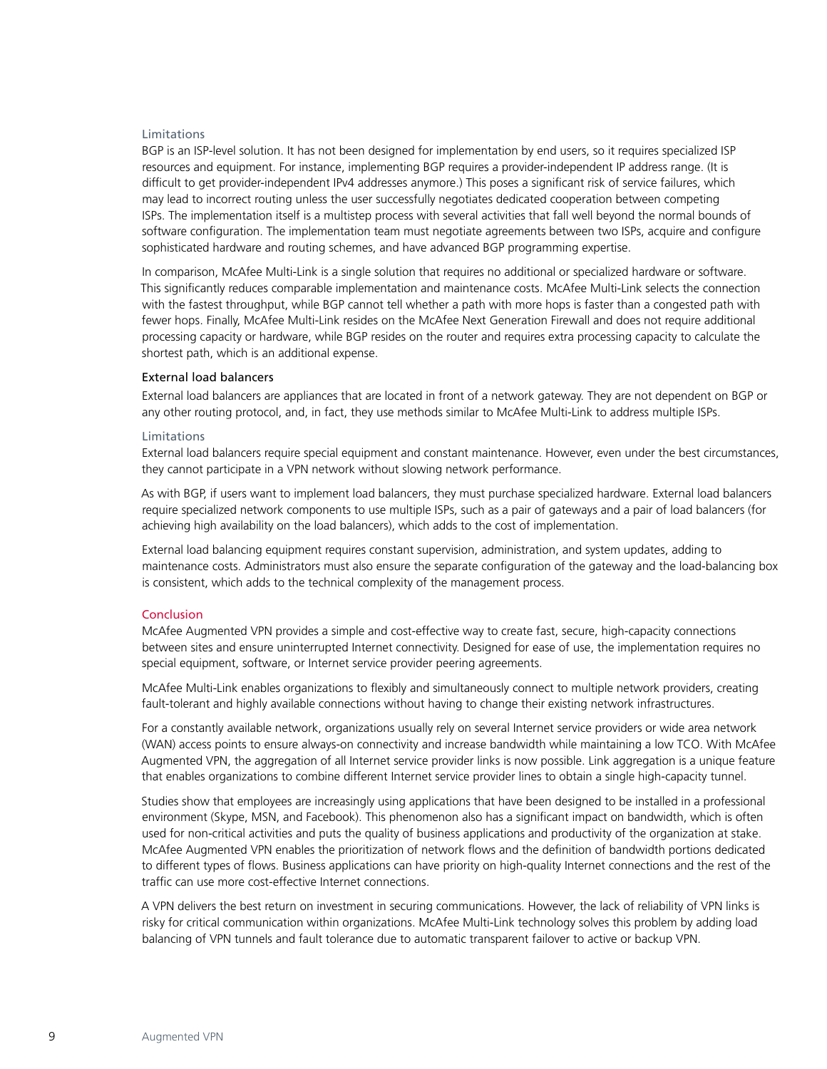#### Limitations

BGP is an ISP-level solution. It has not been designed for implementation by end users, so it requires specialized ISP resources and equipment. For instance, implementing BGP requires a provider-independent IP address range. (It is difficult to get provider-independent IPv4 addresses anymore.) This poses a significant risk of service failures, which may lead to incorrect routing unless the user successfully negotiates dedicated cooperation between competing ISPs. The implementation itself is a multistep process with several activities that fall well beyond the normal bounds of software configuration. The implementation team must negotiate agreements between two ISPs, acquire and configure sophisticated hardware and routing schemes, and have advanced BGP programming expertise.

In comparison, McAfee Multi-Link is a single solution that requires no additional or specialized hardware or software. This significantly reduces comparable implementation and maintenance costs. McAfee Multi-Link selects the connection with the fastest throughput, while BGP cannot tell whether a path with more hops is faster than a congested path with fewer hops. Finally, McAfee Multi-Link resides on the McAfee Next Generation Firewall and does not require additional processing capacity or hardware, while BGP resides on the router and requires extra processing capacity to calculate the shortest path, which is an additional expense.

### External load balancers

External load balancers are appliances that are located in front of a network gateway. They are not dependent on BGP or any other routing protocol, and, in fact, they use methods similar to McAfee Multi-Link to address multiple ISPs.

#### Limitations

External load balancers require special equipment and constant maintenance. However, even under the best circumstances, they cannot participate in a VPN network without slowing network performance.

As with BGP, if users want to implement load balancers, they must purchase specialized hardware. External load balancers require specialized network components to use multiple ISPs, such as a pair of gateways and a pair of load balancers (for achieving high availability on the load balancers), which adds to the cost of implementation.

External load balancing equipment requires constant supervision, administration, and system updates, adding to maintenance costs. Administrators must also ensure the separate configuration of the gateway and the load-balancing box is consistent, which adds to the technical complexity of the management process.

## Conclusion

McAfee Augmented VPN provides a simple and cost-effective way to create fast, secure, high-capacity connections between sites and ensure uninterrupted Internet connectivity. Designed for ease of use, the implementation requires no special equipment, software, or Internet service provider peering agreements.

McAfee Multi-Link enables organizations to flexibly and simultaneously connect to multiple network providers, creating fault-tolerant and highly available connections without having to change their existing network infrastructures.

For a constantly available network, organizations usually rely on several Internet service providers or wide area network (WAN) access points to ensure always-on connectivity and increase bandwidth while maintaining a low TCO. With McAfee Augmented VPN, the aggregation of all Internet service provider links is now possible. Link aggregation is a unique feature that enables organizations to combine different Internet service provider lines to obtain a single high-capacity tunnel.

Studies show that employees are increasingly using applications that have been designed to be installed in a professional environment (Skype, MSN, and Facebook). This phenomenon also has a significant impact on bandwidth, which is often used for non-critical activities and puts the quality of business applications and productivity of the organization at stake. McAfee Augmented VPN enables the prioritization of network flows and the definition of bandwidth portions dedicated to different types of flows. Business applications can have priority on high-quality Internet connections and the rest of the traffic can use more cost-effective Internet connections.

A VPN delivers the best return on investment in securing communications. However, the lack of reliability of VPN links is risky for critical communication within organizations. McAfee Multi-Link technology solves this problem by adding load balancing of VPN tunnels and fault tolerance due to automatic transparent failover to active or backup VPN.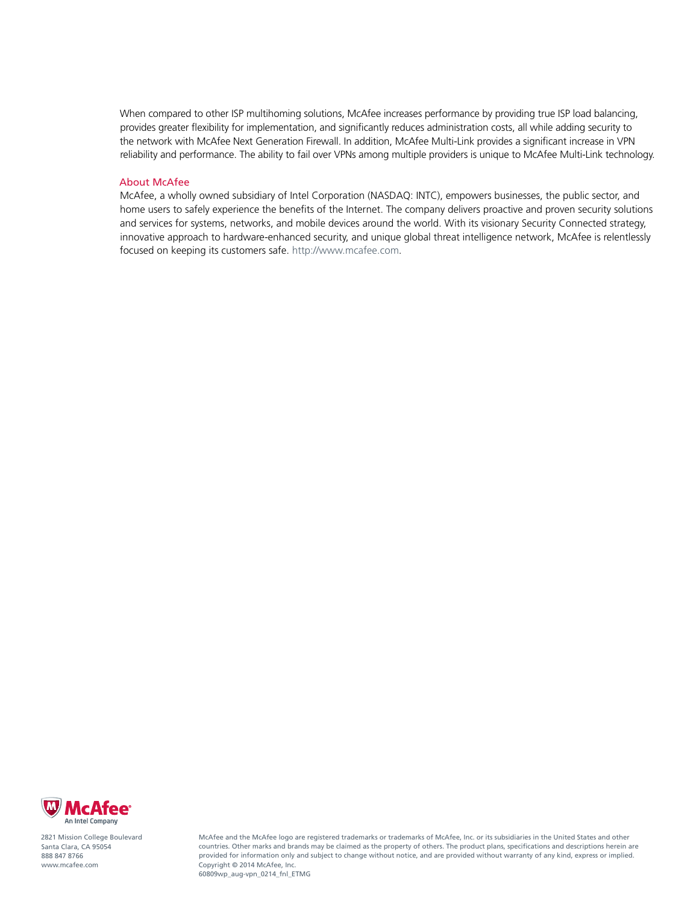When compared to other ISP multihoming solutions, McAfee increases performance by providing true ISP load balancing, provides greater flexibility for implementation, and significantly reduces administration costs, all while adding security to the network with McAfee Next Generation Firewall. In addition, McAfee Multi-Link provides a significant increase in VPN reliability and performance. The ability to fail over VPNs among multiple providers is unique to McAfee Multi-Link technology.

## About McAfee

McAfee, a wholly owned subsidiary of Intel Corporation (NASDAQ: INTC), empowers businesses, the public sector, and home users to safely experience the benefits of the Internet. The company delivers proactive and proven security solutions and services for systems, networks, and mobile devices around the world. With its visionary Security Connected strategy, innovative approach to hardware-enhanced security, and unique global threat intelligence network, McAfee is relentlessly focused on keeping its customers safe. http://www.mcafee.com.

McAfee
An Intel Company

2821 Mission College Boulevard
Santa Clara, CA 95054
888 847 8766
www.mcafee.com

McAfee and the McAfee logo are registered trademarks or trademarks of McAfee, Inc. or its subsidiaries in the United States and other countries. Other marks and brands may be claimed as the property of others. The product plans, specifications and descriptions herein are provided for information only and subject to change without notice, and are provided without warranty of any kind, express or implied. Copyright © 2014 McAfee, Inc.
60809wp_aug-vpn_0214_fnl_ETMG